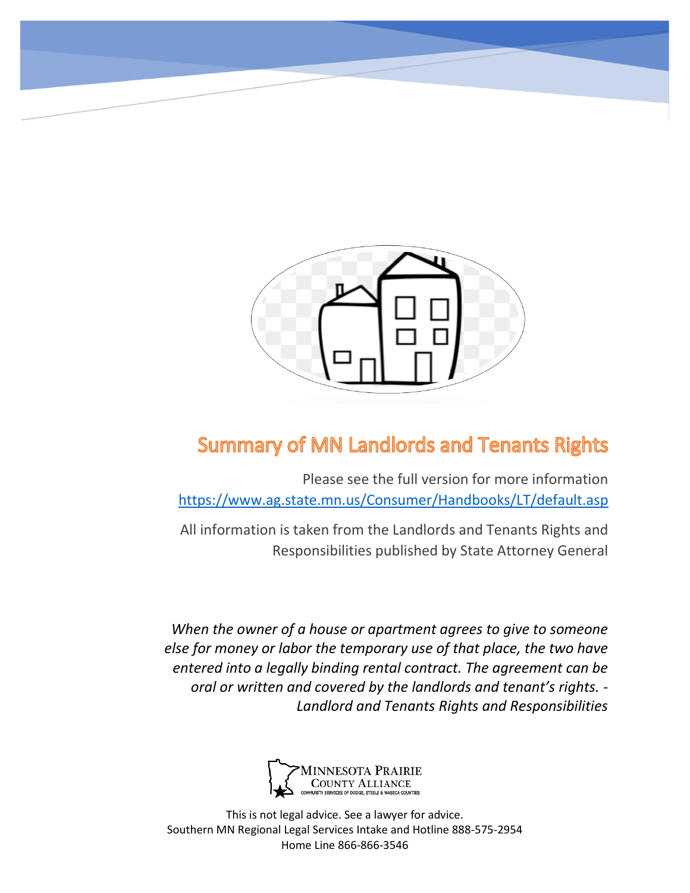# Summary of MN Landlords and Tenants Rights

Please see the full version for more information
https://www.ag.state.mn.us/Consumer/Handbooks/LT/default.asp

All information is taken from the Landlords and Tenants Rights and Responsibilities published by State Attorney General

*When the owner of a house or apartment agrees to give to someone else for money or labor the temporary use of that place, the two have entered into a legally binding rental contract. The agreement can be oral or written and covered by the landlords and tenant's rights. - Landlord and Tenants Rights and Responsibilities*

MINNESOTA PRAIRIE COUNTY ALLIANCE
COMMUNITY SERVICES OF DODGE, STEELE & WASECA COUNTIES

This is not legal advice. See a lawyer for advice.
Southern MN Regional Legal Services Intake and Hotline 888-575-2954
Home Line 866-866-3546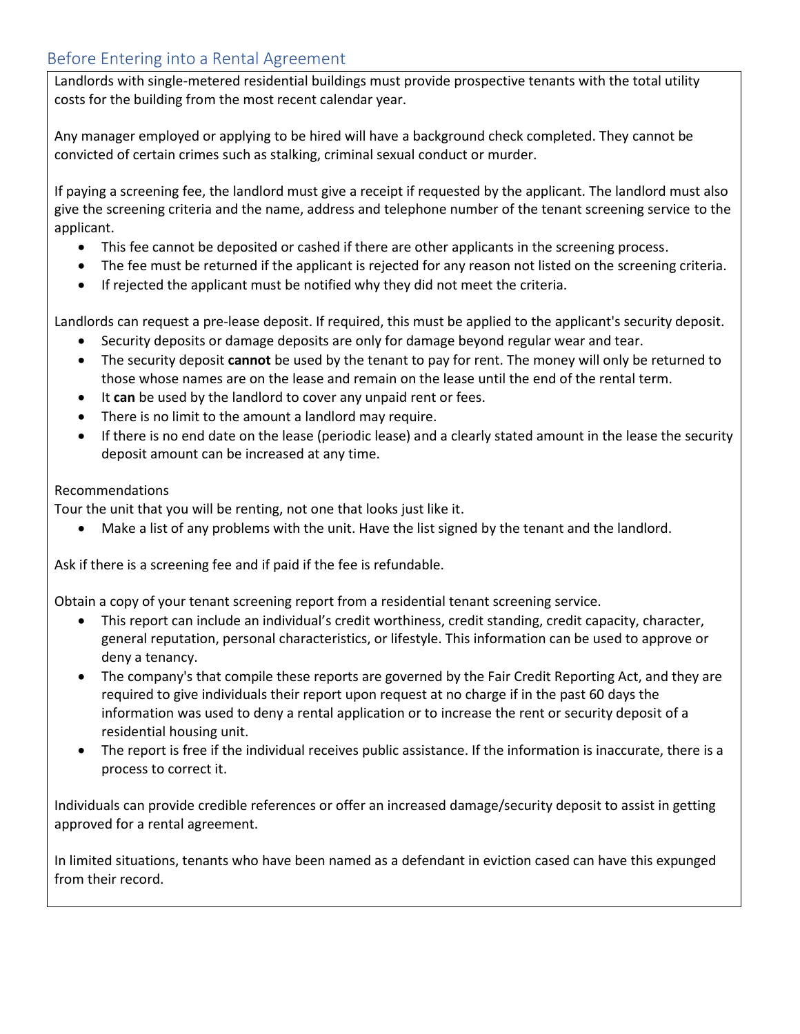## Before Entering into a Rental Agreement

Landlords with single-metered residential buildings must provide prospective tenants with the total utility costs for the building from the most recent calendar year.

Any manager employed or applying to be hired will have a background check completed. They cannot be convicted of certain crimes such as stalking, criminal sexual conduct or murder.

If paying a screening fee, the landlord must give a receipt if requested by the applicant. The landlord must also give the screening criteria and the name, address and telephone number of the tenant screening service to the applicant.

- This fee cannot be deposited or cashed if there are other applicants in the screening process.
- The fee must be returned if the applicant is rejected for any reason not listed on the screening criteria.
- If rejected the applicant must be notified why they did not meet the criteria.

Landlords can request a pre-lease deposit. If required, this must be applied to the applicant's security deposit.

- Security deposits or damage deposits are only for damage beyond regular wear and tear.
- The security deposit **cannot** be used by the tenant to pay for rent. The money will only be returned to those whose names are on the lease and remain on the lease until the end of the rental term.
- It **can** be used by the landlord to cover any unpaid rent or fees.
- There is no limit to the amount a landlord may require.
- If there is no end date on the lease (periodic lease) and a clearly stated amount in the lease the security deposit amount can be increased at any time.

Recommendations

Tour the unit that you will be renting, not one that looks just like it.

- Make a list of any problems with the unit. Have the list signed by the tenant and the landlord.

Ask if there is a screening fee and if paid if the fee is refundable.

Obtain a copy of your tenant screening report from a residential tenant screening service.

- This report can include an individual's credit worthiness, credit standing, credit capacity, character, general reputation, personal characteristics, or lifestyle. This information can be used to approve or deny a tenancy.
- The company's that compile these reports are governed by the Fair Credit Reporting Act, and they are required to give individuals their report upon request at no charge if in the past 60 days the information was used to deny a rental application or to increase the rent or security deposit of a residential housing unit.
- The report is free if the individual receives public assistance. If the information is inaccurate, there is a process to correct it.

Individuals can provide credible references or offer an increased damage/security deposit to assist in getting approved for a rental agreement.

In limited situations, tenants who have been named as a defendant in eviction cased can have this expunged from their record.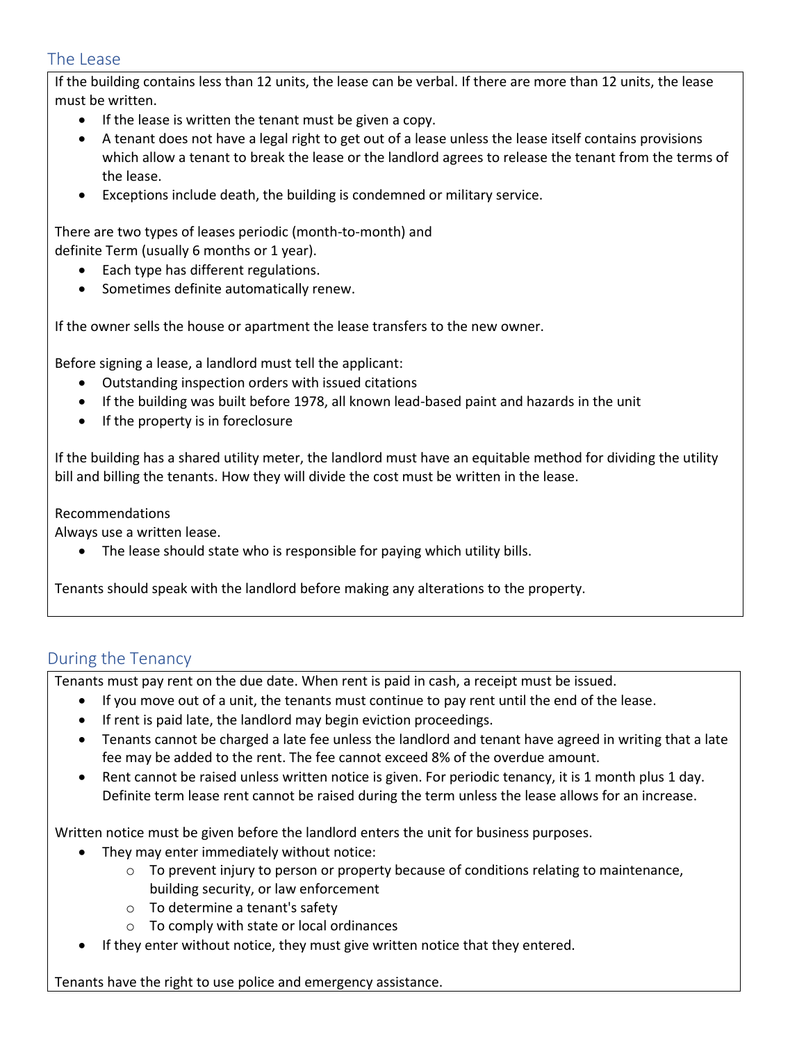## The Lease

If the building contains less than 12 units, the lease can be verbal. If there are more than 12 units, the lease must be written.

- If the lease is written the tenant must be given a copy.
- A tenant does not have a legal right to get out of a lease unless the lease itself contains provisions which allow a tenant to break the lease or the landlord agrees to release the tenant from the terms of the lease.
- Exceptions include death, the building is condemned or military service.

There are two types of leases periodic (month-to-month) and
definite Term (usually 6 months or 1 year).

- Each type has different regulations.
- Sometimes definite automatically renew.

If the owner sells the house or apartment the lease transfers to the new owner.

Before signing a lease, a landlord must tell the applicant:

- Outstanding inspection orders with issued citations
- If the building was built before 1978, all known lead-based paint and hazards in the unit
- If the property is in foreclosure

If the building has a shared utility meter, the landlord must have an equitable method for dividing the utility bill and billing the tenants. How they will divide the cost must be written in the lease.

Recommendations
Always use a written lease.

- The lease should state who is responsible for paying which utility bills.

Tenants should speak with the landlord before making any alterations to the property.

## During the Tenancy

Tenants must pay rent on the due date. When rent is paid in cash, a receipt must be issued.

- If you move out of a unit, the tenants must continue to pay rent until the end of the lease.
- If rent is paid late, the landlord may begin eviction proceedings.
- Tenants cannot be charged a late fee unless the landlord and tenant have agreed in writing that a late fee may be added to the rent. The fee cannot exceed 8% of the overdue amount.
- Rent cannot be raised unless written notice is given. For periodic tenancy, it is 1 month plus 1 day. Definite term lease rent cannot be raised during the term unless the lease allows for an increase.

Written notice must be given before the landlord enters the unit for business purposes.

- They may enter immediately without notice:
  - To prevent injury to person or property because of conditions relating to maintenance, building security, or law enforcement
  - To determine a tenant's safety
  - To comply with state or local ordinances
- If they enter without notice, they must give written notice that they entered.

Tenants have the right to use police and emergency assistance.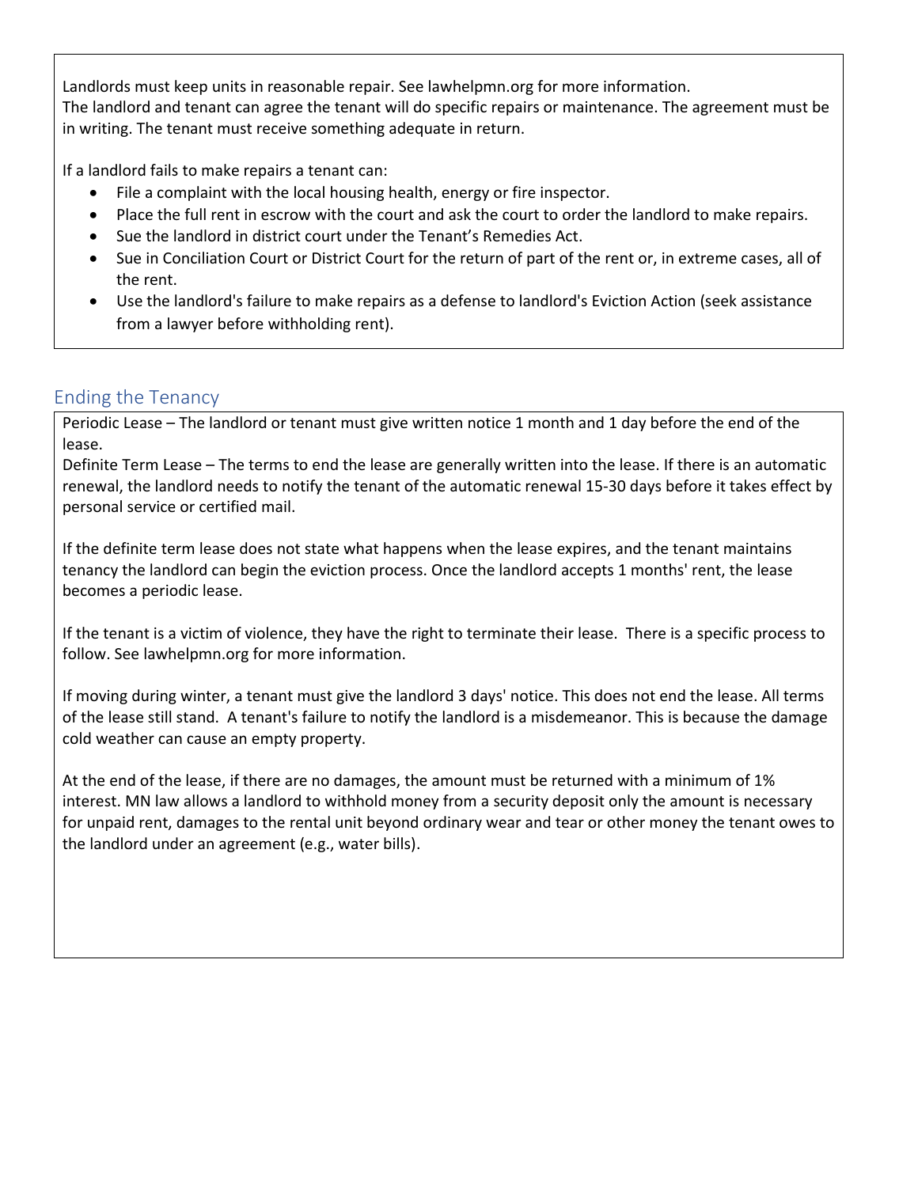Landlords must keep units in reasonable repair. See lawhelpmn.org for more information.
The landlord and tenant can agree the tenant will do specific repairs or maintenance. The agreement must be in writing. The tenant must receive something adequate in return.

If a landlord fails to make repairs a tenant can:

- File a complaint with the local housing health, energy or fire inspector.
- Place the full rent in escrow with the court and ask the court to order the landlord to make repairs.
- Sue the landlord in district court under the Tenant's Remedies Act.
- Sue in Conciliation Court or District Court for the return of part of the rent or, in extreme cases, all of the rent.
- Use the landlord's failure to make repairs as a defense to landlord's Eviction Action (seek assistance from a lawyer before withholding rent).

## Ending the Tenancy

Periodic Lease – The landlord or tenant must give written notice 1 month and 1 day before the end of the lease.
Definite Term Lease – The terms to end the lease are generally written into the lease. If there is an automatic renewal, the landlord needs to notify the tenant of the automatic renewal 15-30 days before it takes effect by personal service or certified mail.

If the definite term lease does not state what happens when the lease expires, and the tenant maintains tenancy the landlord can begin the eviction process. Once the landlord accepts 1 months' rent, the lease becomes a periodic lease.

If the tenant is a victim of violence, they have the right to terminate their lease. There is a specific process to follow. See lawhelpmn.org for more information.

If moving during winter, a tenant must give the landlord 3 days' notice. This does not end the lease. All terms of the lease still stand. A tenant's failure to notify the landlord is a misdemeanor. This is because the damage cold weather can cause an empty property.

At the end of the lease, if there are no damages, the amount must be returned with a minimum of 1% interest. MN law allows a landlord to withhold money from a security deposit only the amount is necessary for unpaid rent, damages to the rental unit beyond ordinary wear and tear or other money the tenant owes to the landlord under an agreement (e.g., water bills).